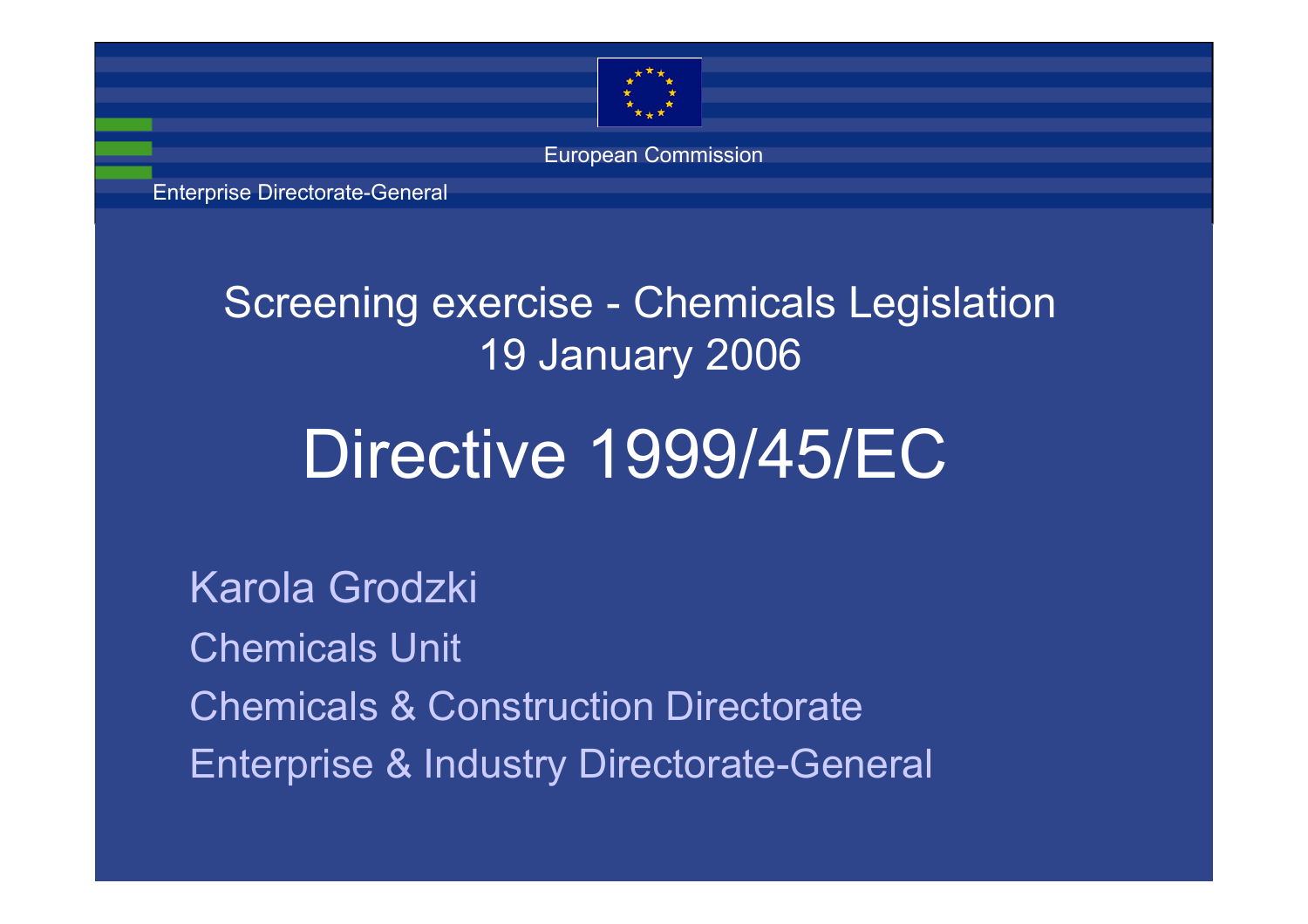European Commission

Enterprise Directorate-General

Screening exercise - Chemicals Legislation
19 January 2006

# Directive 1999/45/EC

Karola Grodzki

Chemicals Unit

Chemicals & Construction Directorate

Enterprise & Industry Directorate-General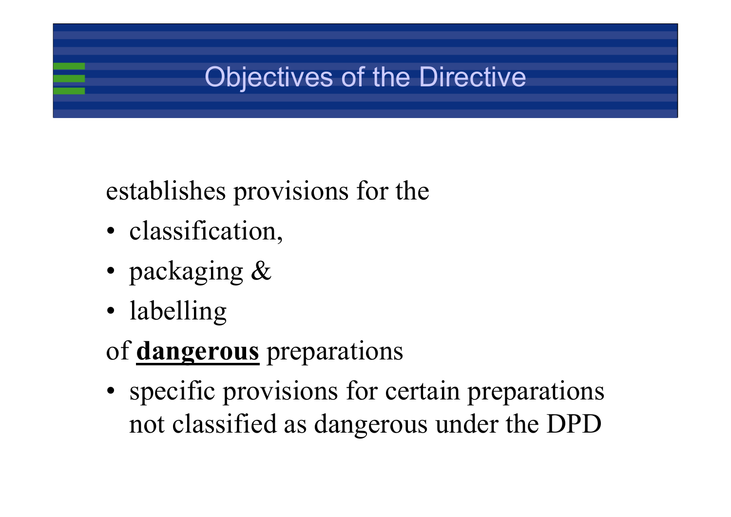# Objectives of the Directive

establishes provisions for the

- classification,
- packaging &
- labelling

of **dangerous** preparations

- specific provisions for certain preparations not classified as dangerous under the DPD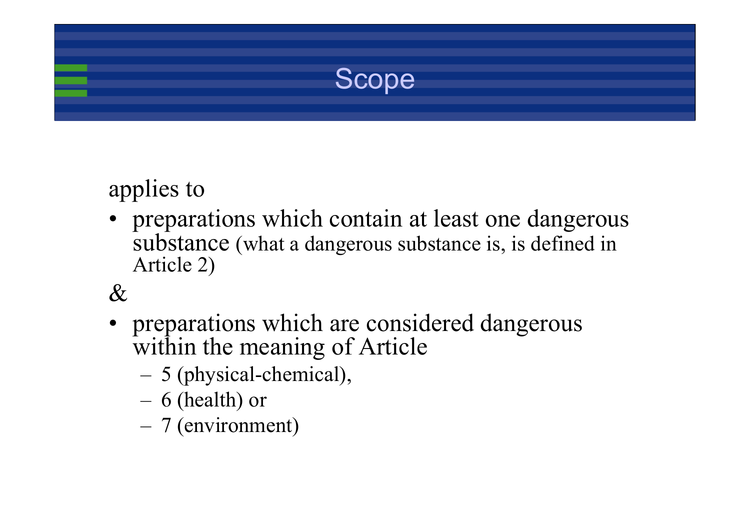# Scope

applies to

- preparations which contain at least one dangerous substance (what a dangerous substance is, is defined in Article 2)

&

- preparations which are considered dangerous within the meaning of Article
  - 5 (physical-chemical),
  - 6 (health) or
  - 7 (environment)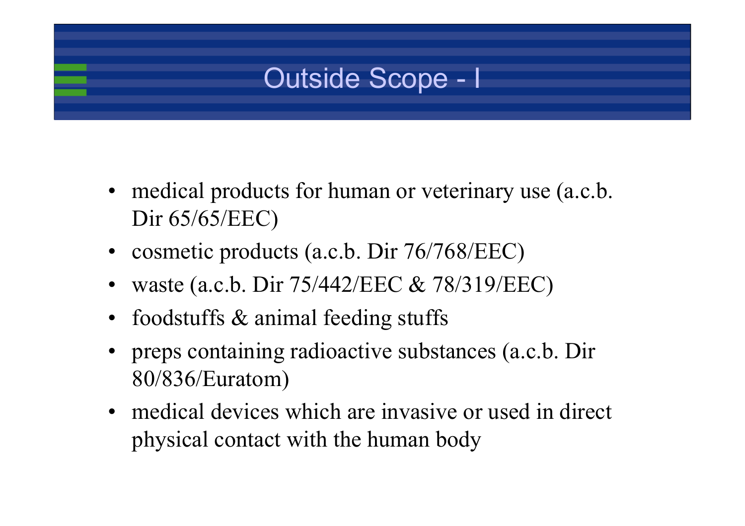# Outside Scope - I

- medical products for human or veterinary use (a.c.b. Dir 65/65/EEC)
- cosmetic products (a.c.b. Dir 76/768/EEC)
- waste (a.c.b. Dir 75/442/EEC & 78/319/EEC)
- foodstuffs & animal feeding stuffs
- preps containing radioactive substances (a.c.b. Dir 80/836/Euratom)
- medical devices which are invasive or used in direct physical contact with the human body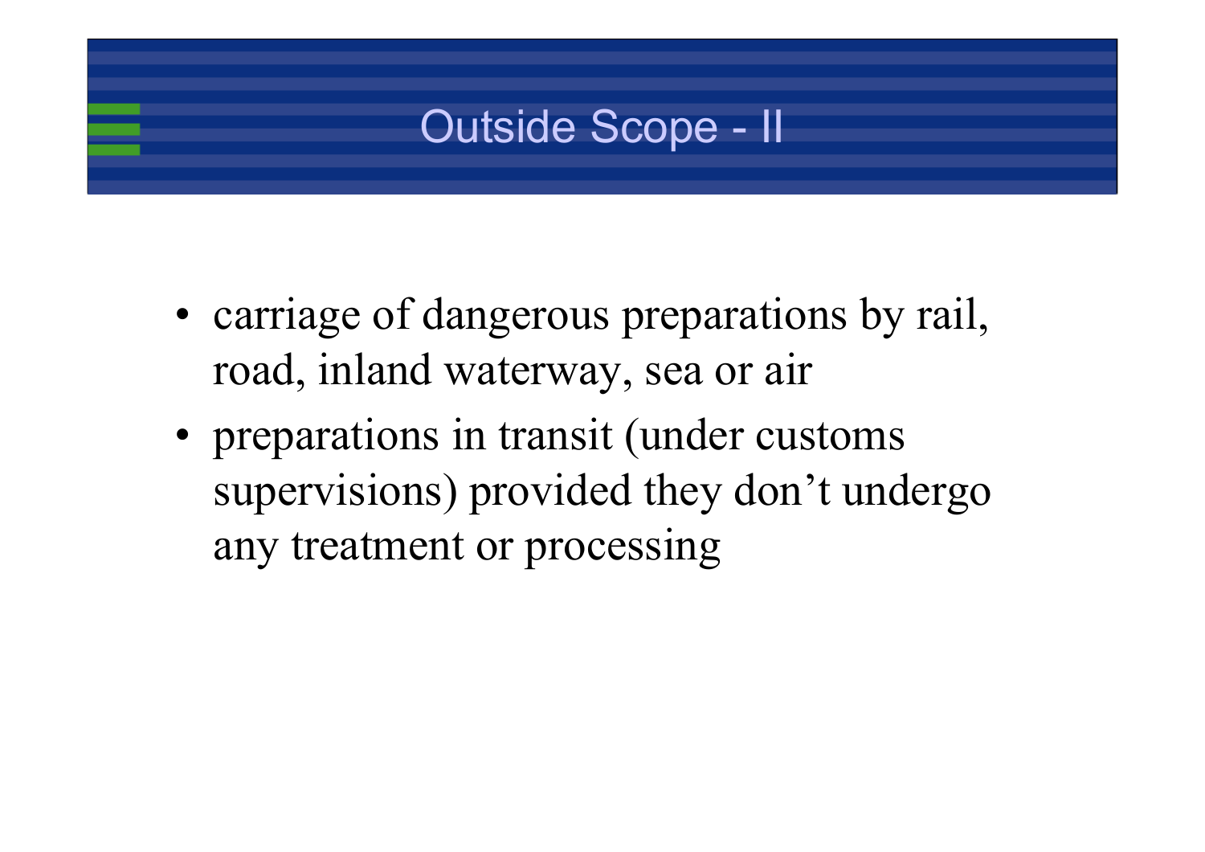# Outside Scope - II

- carriage of dangerous preparations by rail, road, inland waterway, sea or air
- preparations in transit (under customs supervisions) provided they don't undergo any treatment or processing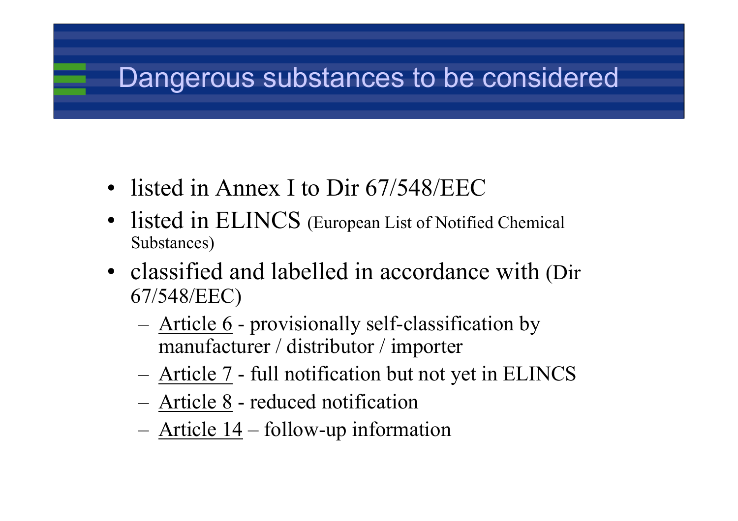# Dangerous substances to be considered

- listed in Annex I to Dir 67/548/EEC
- listed in ELINCS (European List of Notified Chemical Substances)
- classified and labelled in accordance with (Dir 67/548/EEC)
  - Article 6 - provisionally self-classification by manufacturer / distributor / importer
  - Article 7 - full notification but not yet in ELINCS
  - Article 8 - reduced notification
  - Article 14 – follow-up information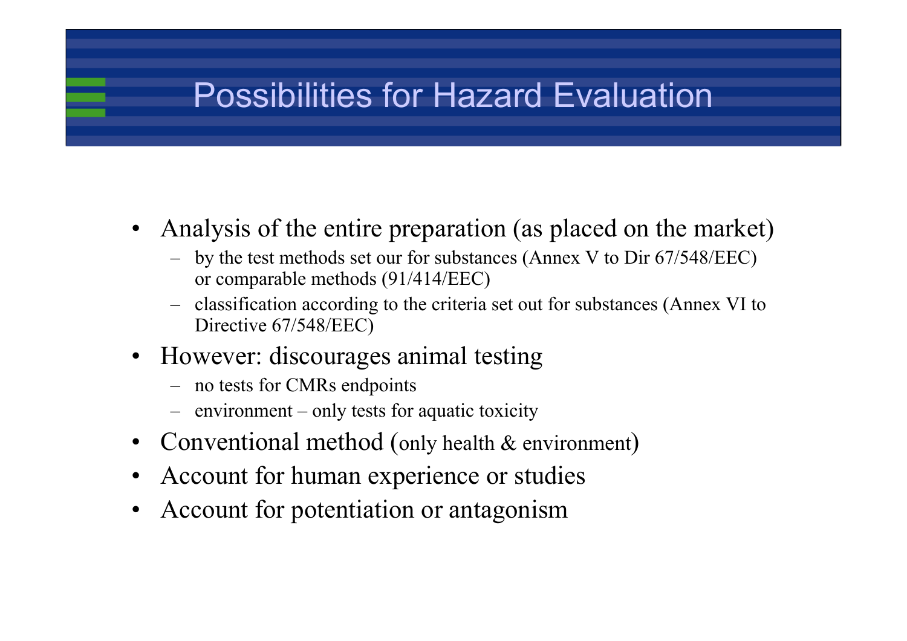# Possibilities for Hazard Evaluation

- Analysis of the entire preparation (as placed on the market)
  - by the test methods set our for substances (Annex V to Dir 67/548/EEC) or comparable methods (91/414/EEC)
  - classification according to the criteria set out for substances (Annex VI to Directive 67/548/EEC)
- However: discourages animal testing
  - no tests for CMRs endpoints
  - environment – only tests for aquatic toxicity
- Conventional method (only health & environment)
- Account for human experience or studies
- Account for potentiation or antagonism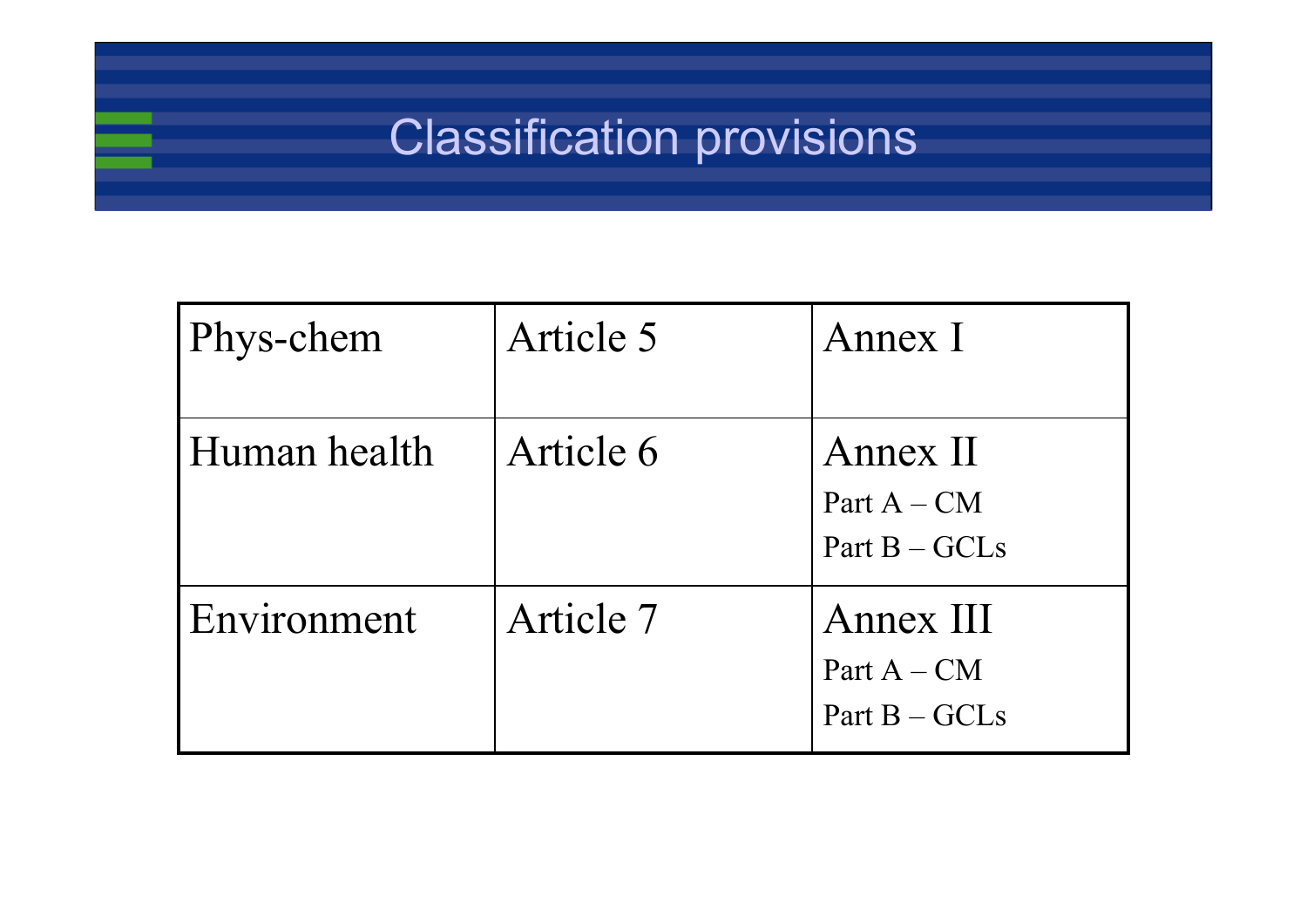# Classification provisions

| Phys-chem | Article 5 | Annex I |
|---|---|---|
| Human health | Article 6 | Annex II<br>Part A – CM<br>Part B – GCLs |
| Environment | Article 7 | Annex III<br>Part A – CM<br>Part B – GCLs |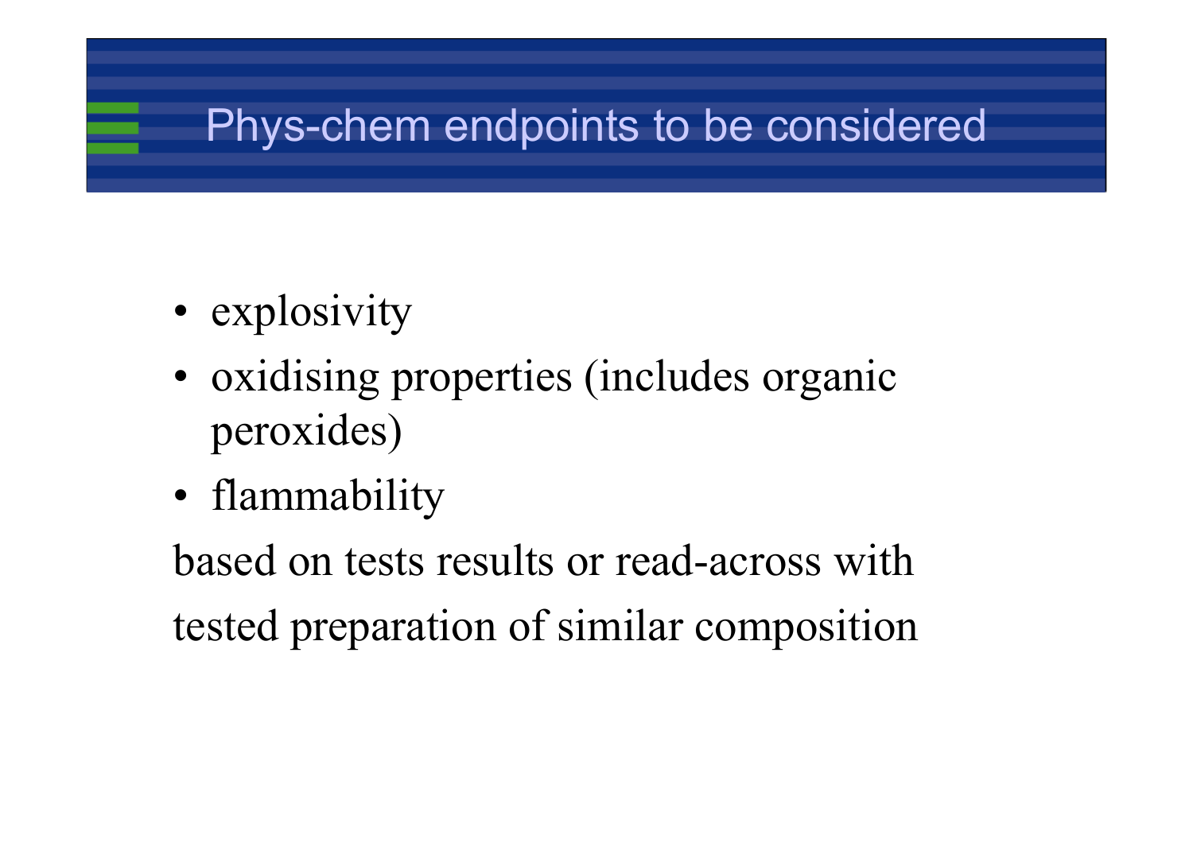# Phys-chem endpoints to be considered

- explosivity
- oxidising properties (includes organic peroxides)
- flammability

based on tests results or read-across with tested preparation of similar composition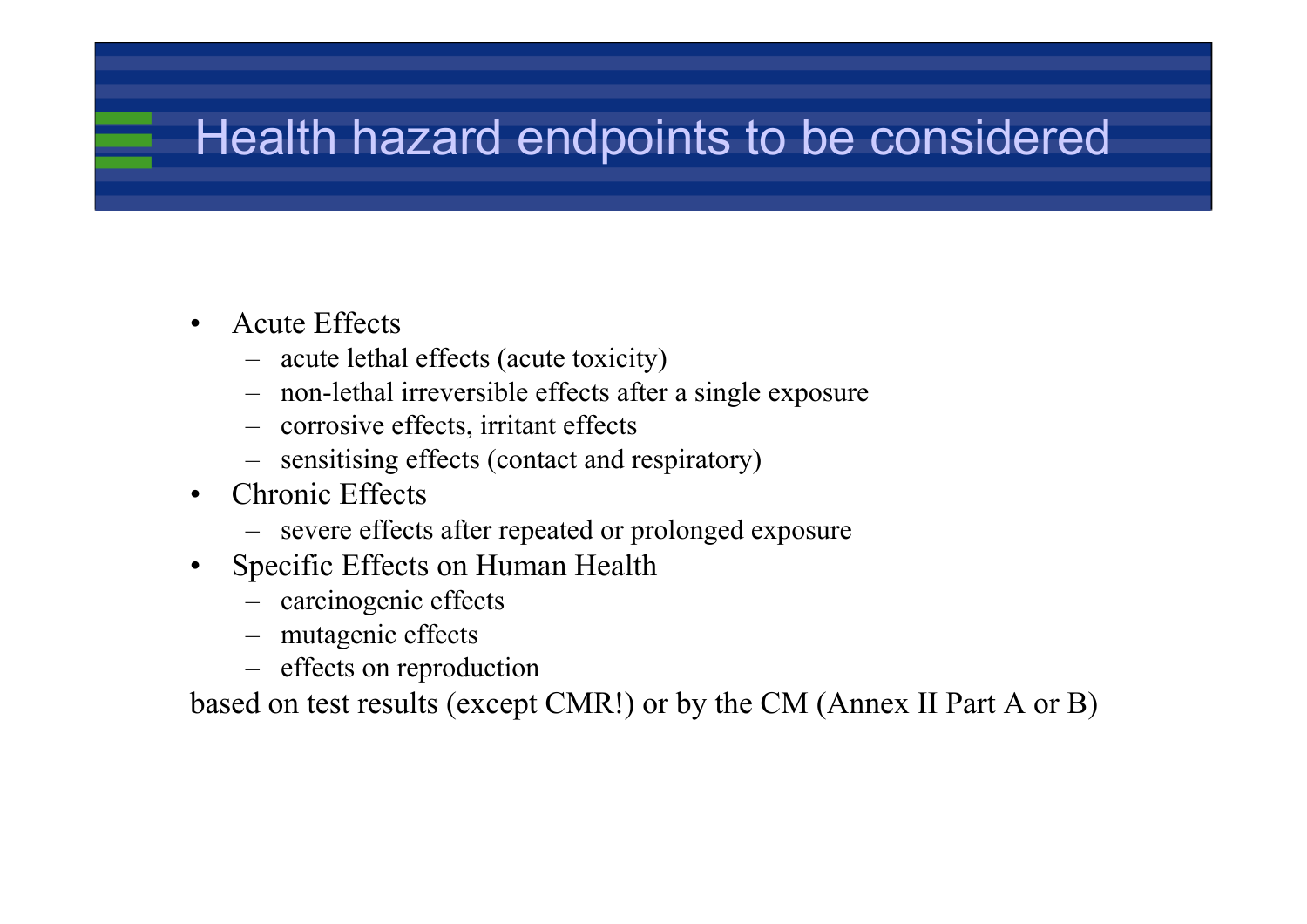# Health hazard endpoints to be considered

- Acute Effects
  - acute lethal effects (acute toxicity)
  - non-lethal irreversible effects after a single exposure
  - corrosive effects, irritant effects
  - sensitising effects (contact and respiratory)
- Chronic Effects
  - severe effects after repeated or prolonged exposure
- Specific Effects on Human Health
  - carcinogenic effects
  - mutagenic effects
  - effects on reproduction

based on test results (except CMR!) or by the CM (Annex II Part A or B)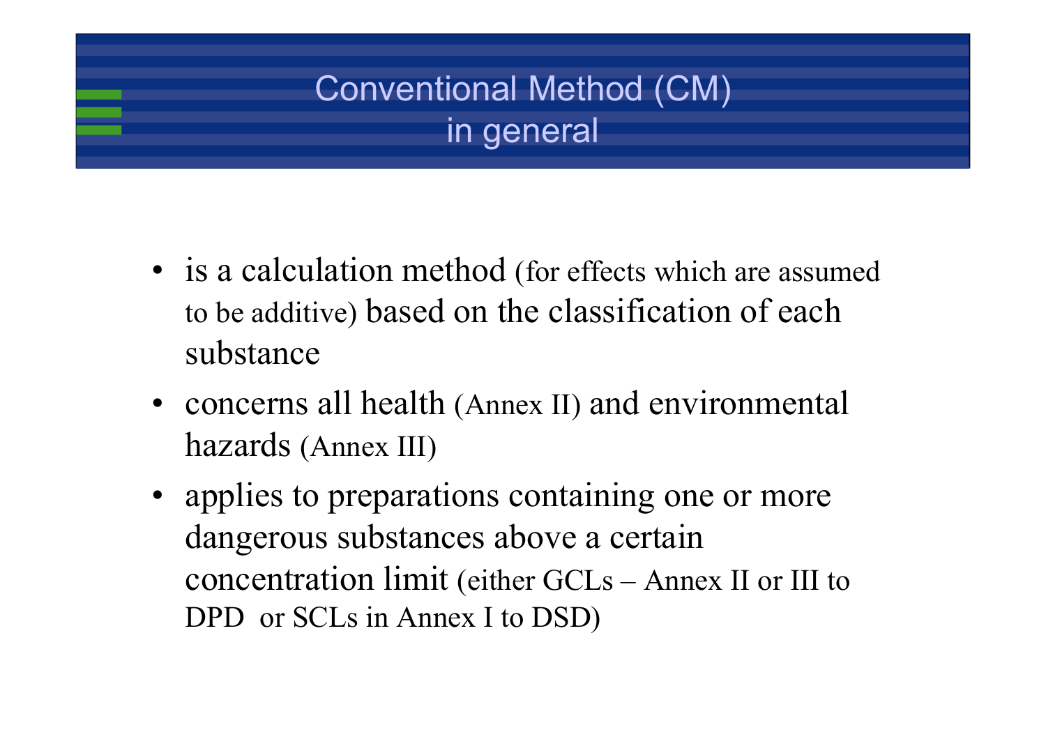# Conventional Method (CM) in general

- is a calculation method (for effects which are assumed to be additive) based on the classification of each substance
- concerns all health (Annex II) and environmental hazards (Annex III)
- applies to preparations containing one or more dangerous substances above a certain concentration limit (either GCLs – Annex II or III to DPD or SCLs in Annex I to DSD)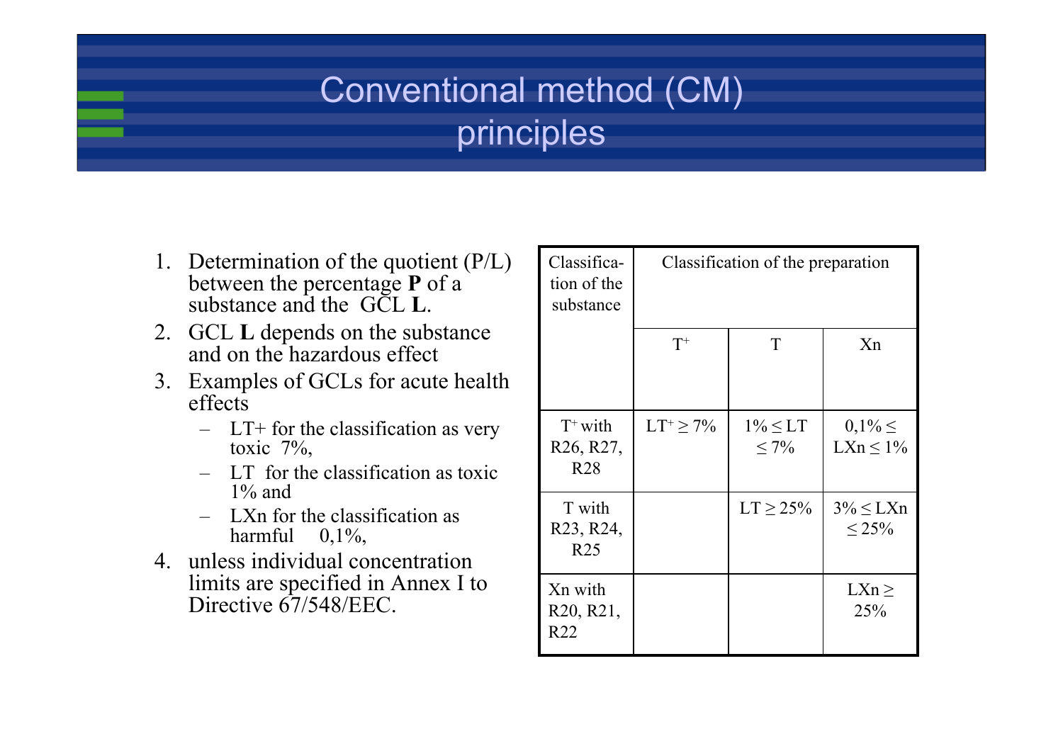# Conventional method (CM) principles

1. Determination of the quotient (P/L) between the percentage **P** of a substance and the GCL **L**.
2. GCL **L** depends on the substance and on the hazardous effect
3. Examples of GCLs for acute health effects
   - LT+ for the classification as very toxic 7%,
   - LT for the classification as toxic 1% and
   - LXn for the classification as harmful 0,1%,
4. unless individual concentration limits are specified in Annex I to Directive 67/548/EEC.

| Classification of the substance | Classification of the preparation | | |
|---|---|---|---|
| | $T^+$ | T | Xn |
| $T^+$ with R26, R27, R28 | $LT^+ \geq 7\%$ | $1\% \leq LT \leq 7\%$ | $0,1\% \leq LXn \leq 1\%$ |
| T with R23, R24, R25 | | $LT \geq 25\%$ | $3\% \leq LXn \leq 25\%$ |
| Xn with R20, R21, R22 | | | $LXn \geq 25\%$ |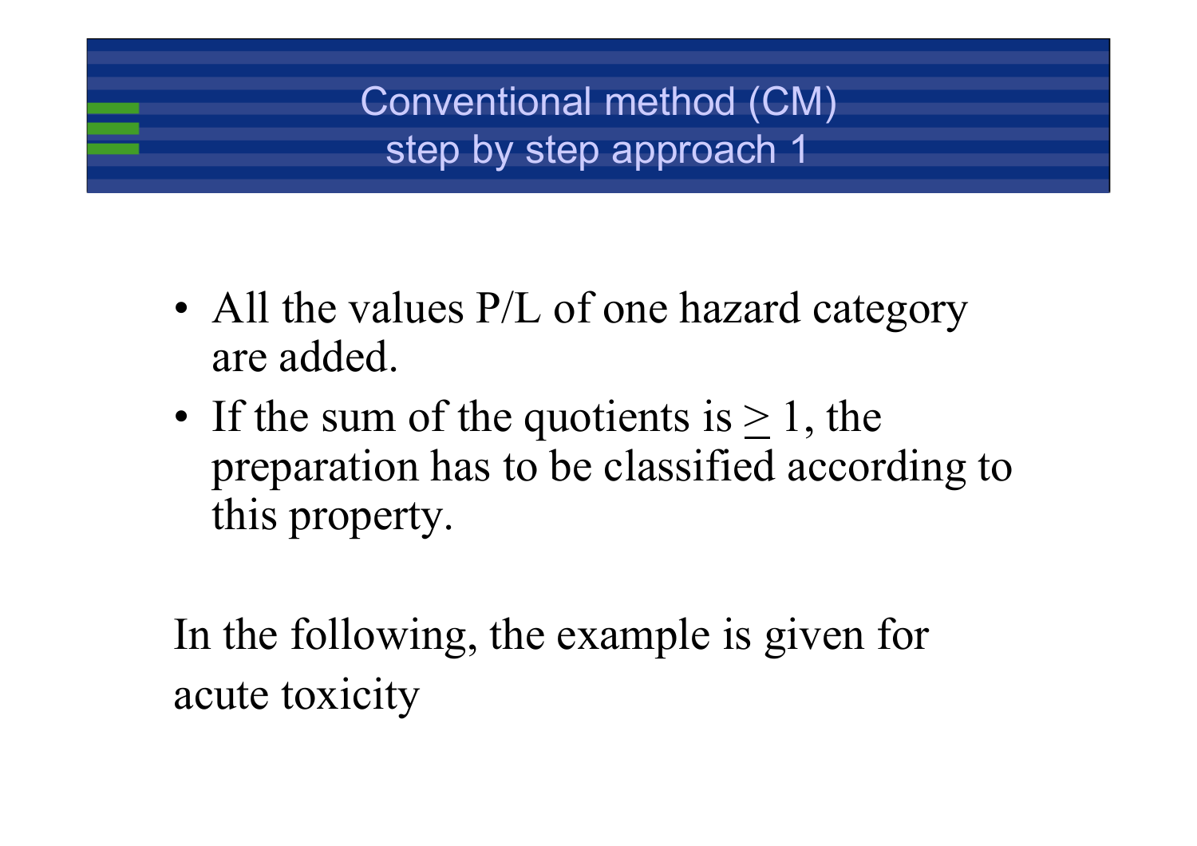# Conventional method (CM) step by step approach 1

- All the values P/L of one hazard category are added.
- If the sum of the quotients is $\geq 1$, the preparation has to be classified according to this property.

In the following, the example is given for acute toxicity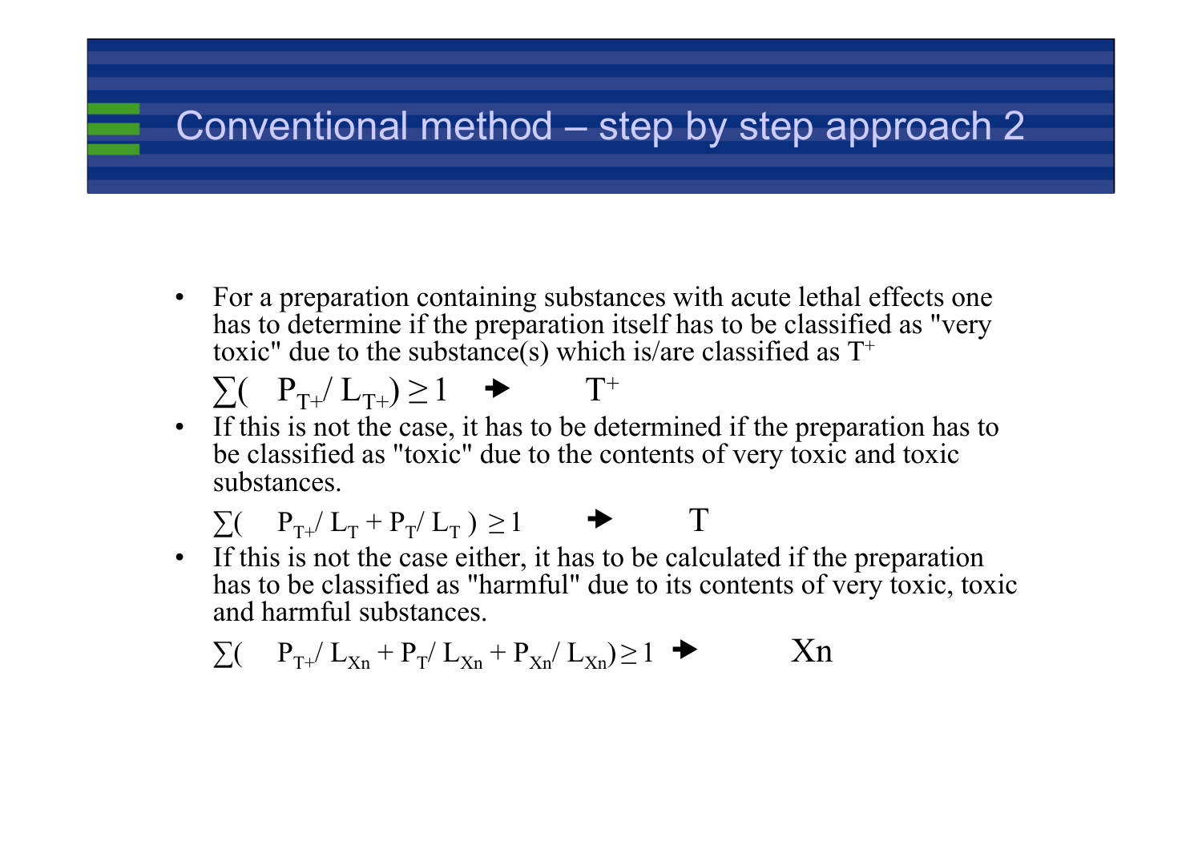# Conventional method – step by step approach 2

- For a preparation containing substances with acute lethal effects one has to determine if the preparation itself has to be classified as "very toxic" due to the substance(s) which is/are classified as $T^+$

  $\sum( \quad P_{T+}/ L_{T+}) \geq 1 \quad \rightarrow \quad T^+$

- If this is not the case, it has to be determined if the preparation has to be classified as "toxic" due to the contents of very toxic and toxic substances.

  $\sum( \quad P_{T+}/ L_T + P_T/ L_T ) \geq 1 \quad \rightarrow \quad T$

- If this is not the case either, it has to be calculated if the preparation has to be classified as "harmful" due to its contents of very toxic, toxic and harmful substances.

  $\sum( \quad P_{T+}/ L_{Xn} + P_T/ L_{Xn} + P_{Xn}/ L_{Xn}) \geq 1 \quad \rightarrow \quad Xn$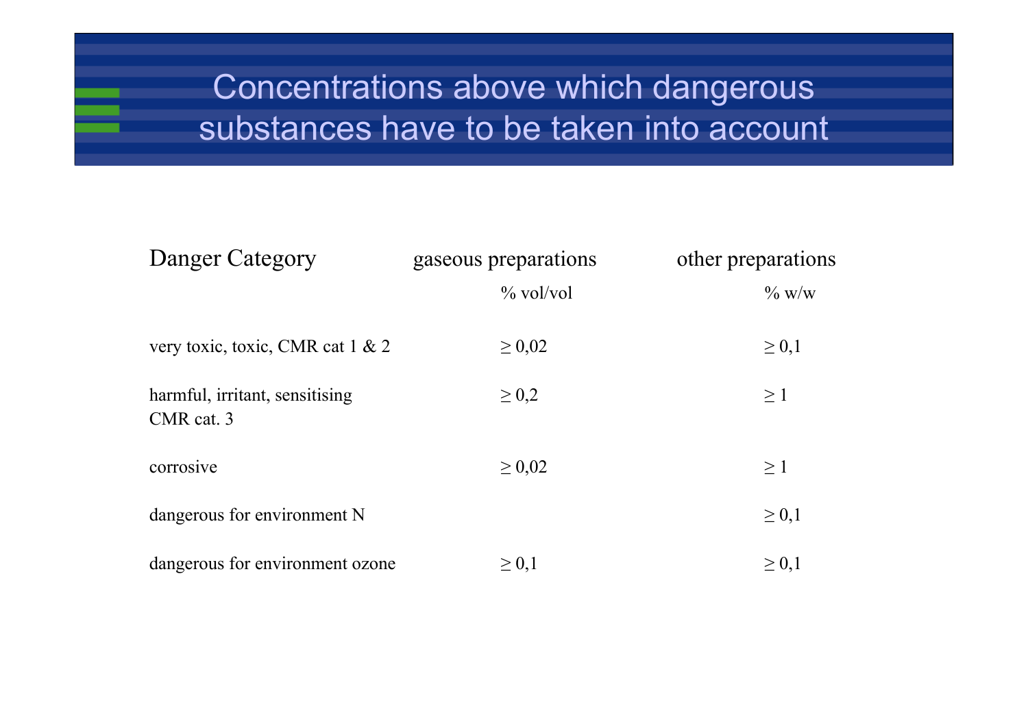# Concentrations above which dangerous substances have to be taken into account

| Danger Category | gaseous preparations | other preparations |
|---|---|---|
| | % vol/vol | % w/w |
| very toxic, toxic, CMR cat 1 & 2 | ≥ 0,02 | ≥ 0,1 |
| harmful, irritant, sensitising CMR cat. 3 | ≥ 0,2 | ≥ 1 |
| corrosive | ≥ 0,02 | ≥ 1 |
| dangerous for environment N | | ≥ 0,1 |
| dangerous for environment ozone | ≥ 0,1 | ≥ 0,1 |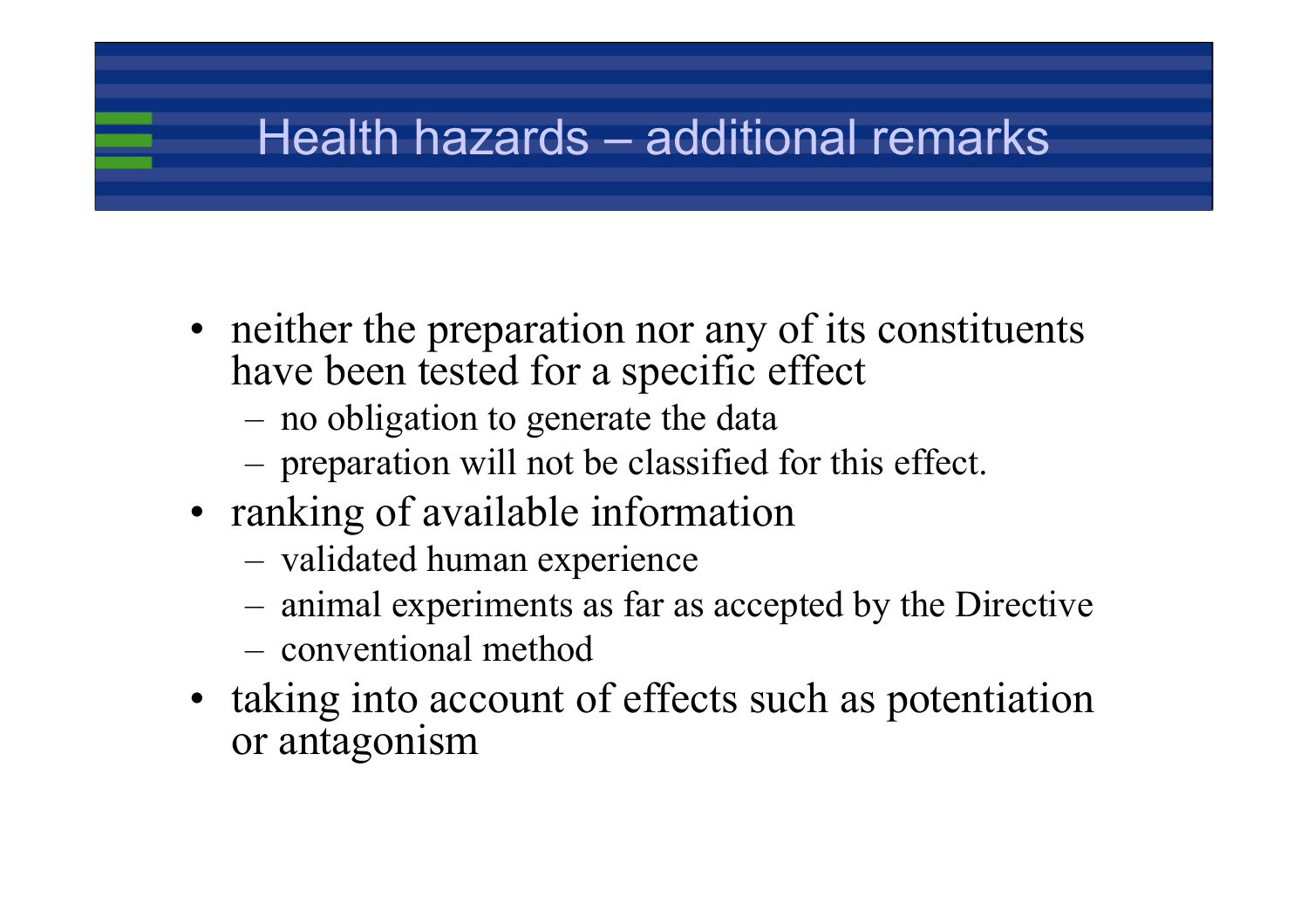# Health hazards – additional remarks

- neither the preparation nor any of its constituents have been tested for a specific effect
  - no obligation to generate the data
  - preparation will not be classified for this effect.
- ranking of available information
  - validated human experience
  - animal experiments as far as accepted by the Directive
  - conventional method
- taking into account of effects such as potentiation or antagonism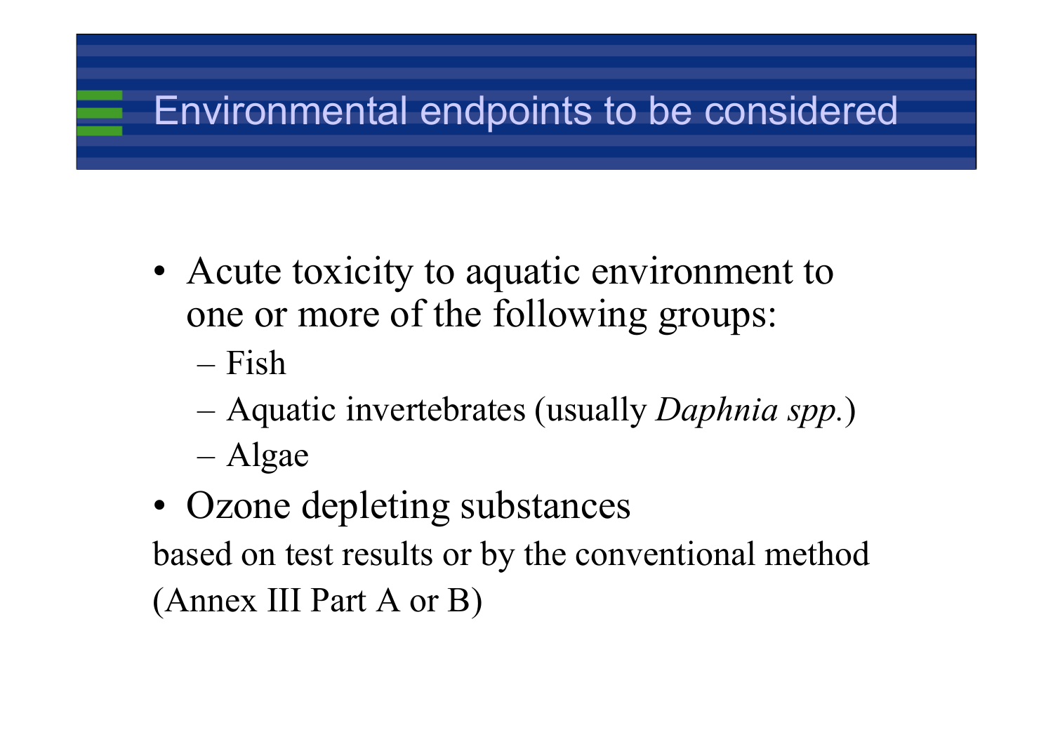# Environmental endpoints to be considered

- Acute toxicity to aquatic environment to one or more of the following groups:
  - Fish
  - Aquatic invertebrates (usually *Daphnia spp.*)
  - Algae
- Ozone depleting substances

based on test results or by the conventional method (Annex III Part A or B)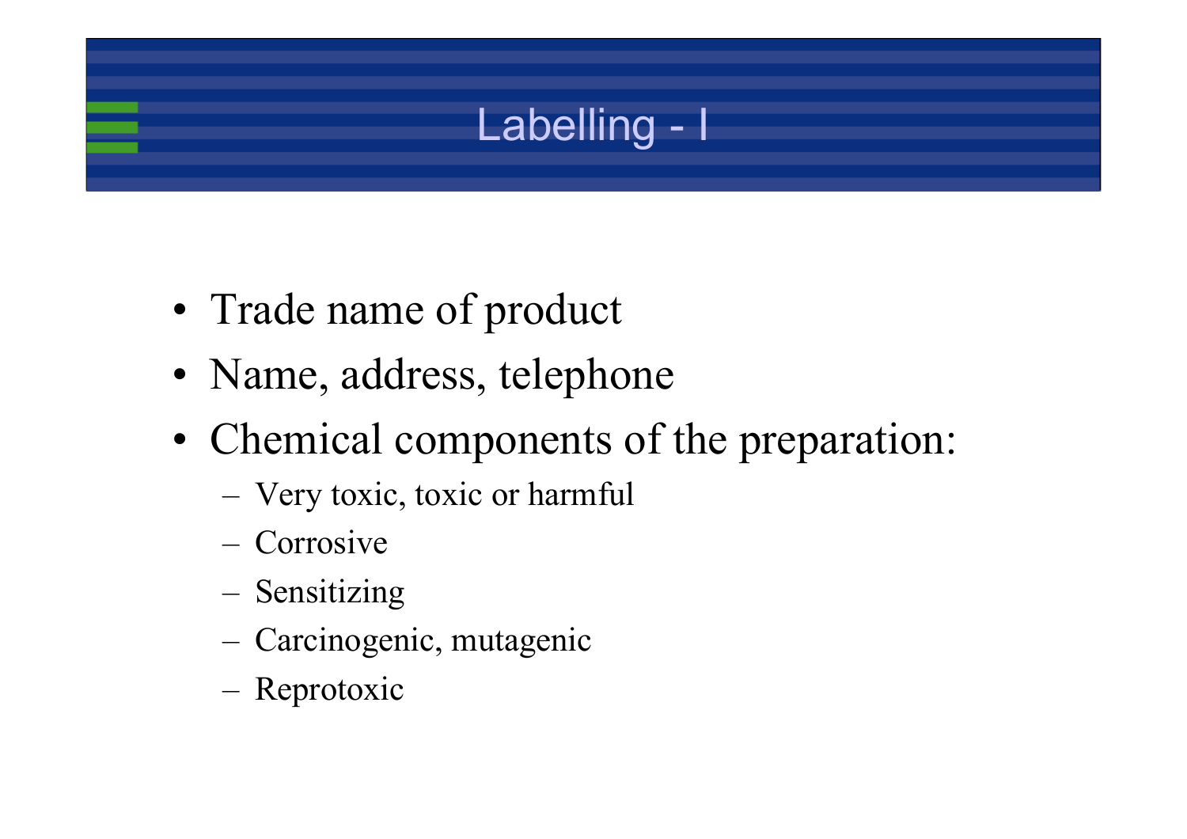# Labelling - I

- Trade name of product
- Name, address, telephone
- Chemical components of the preparation:
  - Very toxic, toxic or harmful
  - Corrosive
  - Sensitizing
  - Carcinogenic, mutagenic
  - Reprotoxic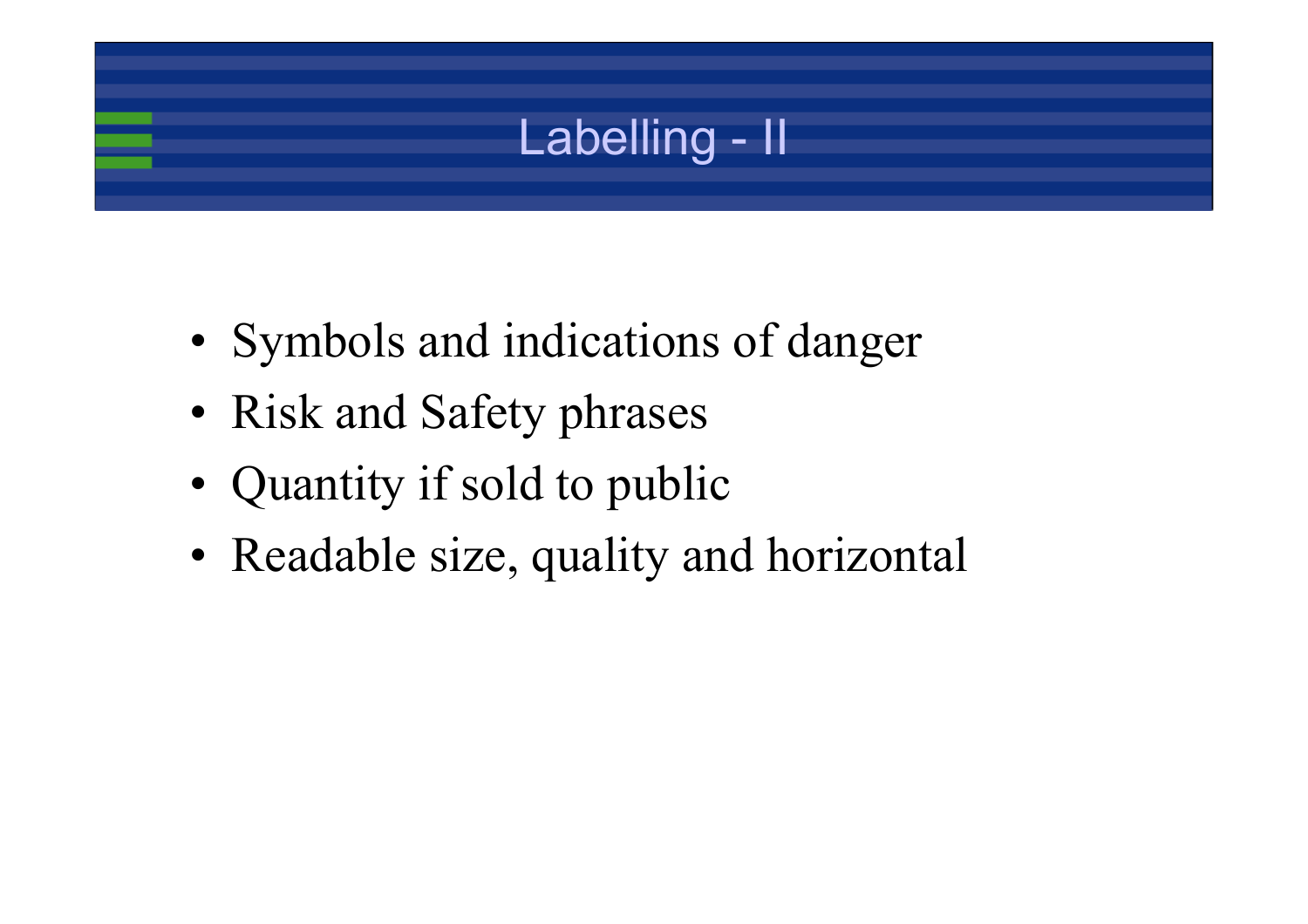# Labelling - II

- Symbols and indications of danger
- Risk and Safety phrases
- Quantity if sold to public
- Readable size, quality and horizontal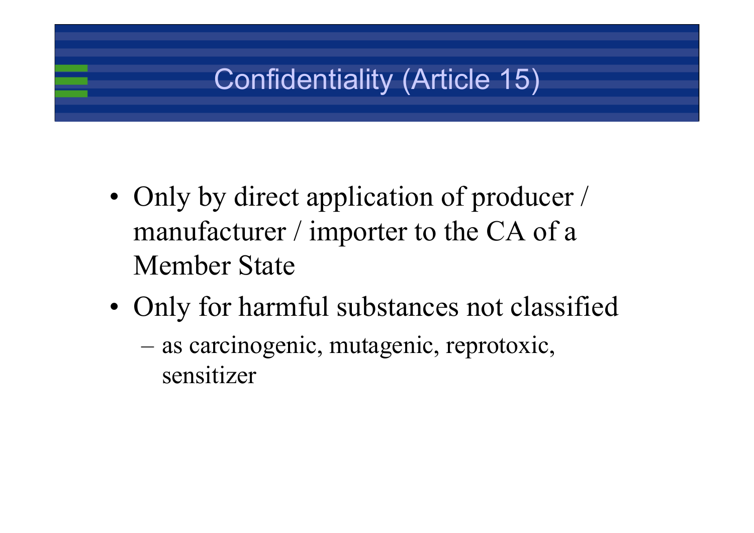# Confidentiality (Article 15)

- Only by direct application of producer / manufacturer / importer to the CA of a Member State
- Only for harmful substances not classified
  - as carcinogenic, mutagenic, reprotoxic, sensitizer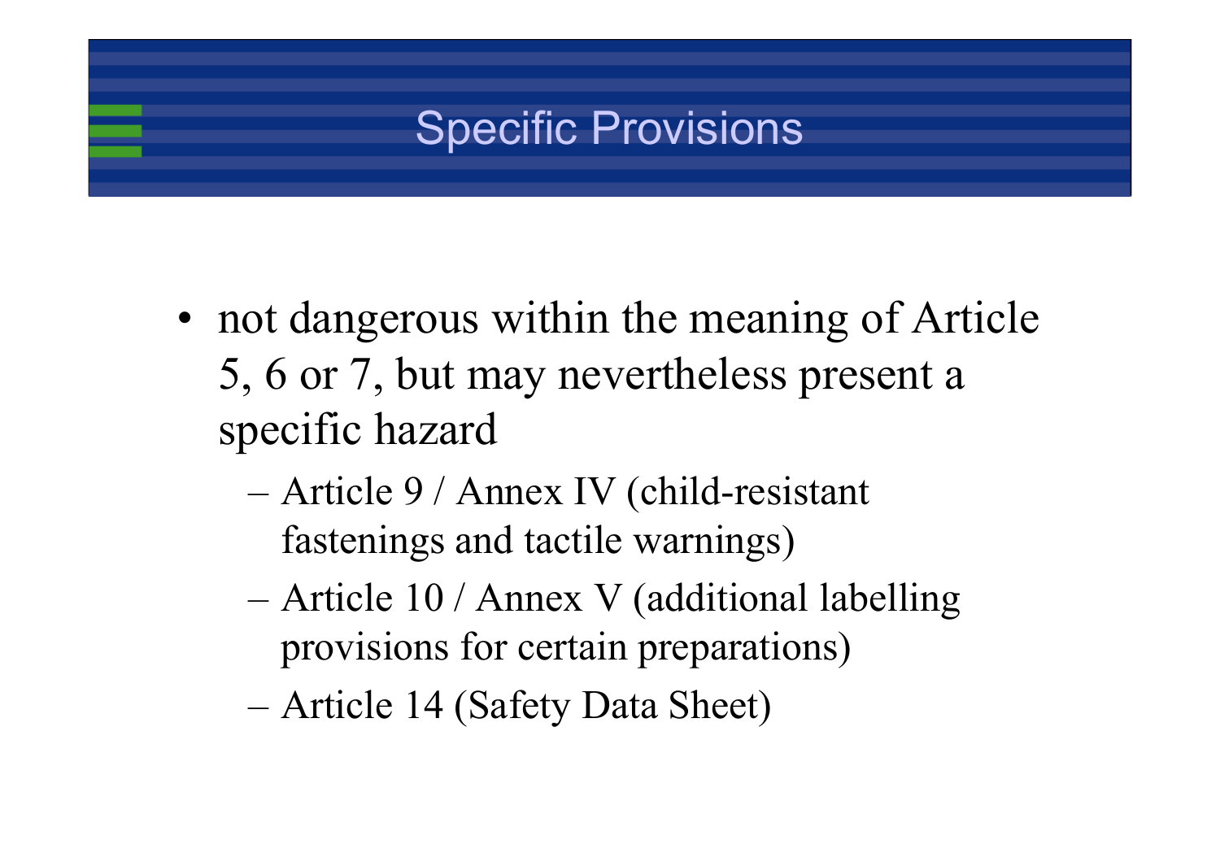# Specific Provisions

- not dangerous within the meaning of Article 5, 6 or 7, but may nevertheless present a specific hazard
  - Article 9 / Annex IV (child-resistant fastenings and tactile warnings)
  - Article 10 / Annex V (additional labelling provisions for certain preparations)
  - Article 14 (Safety Data Sheet)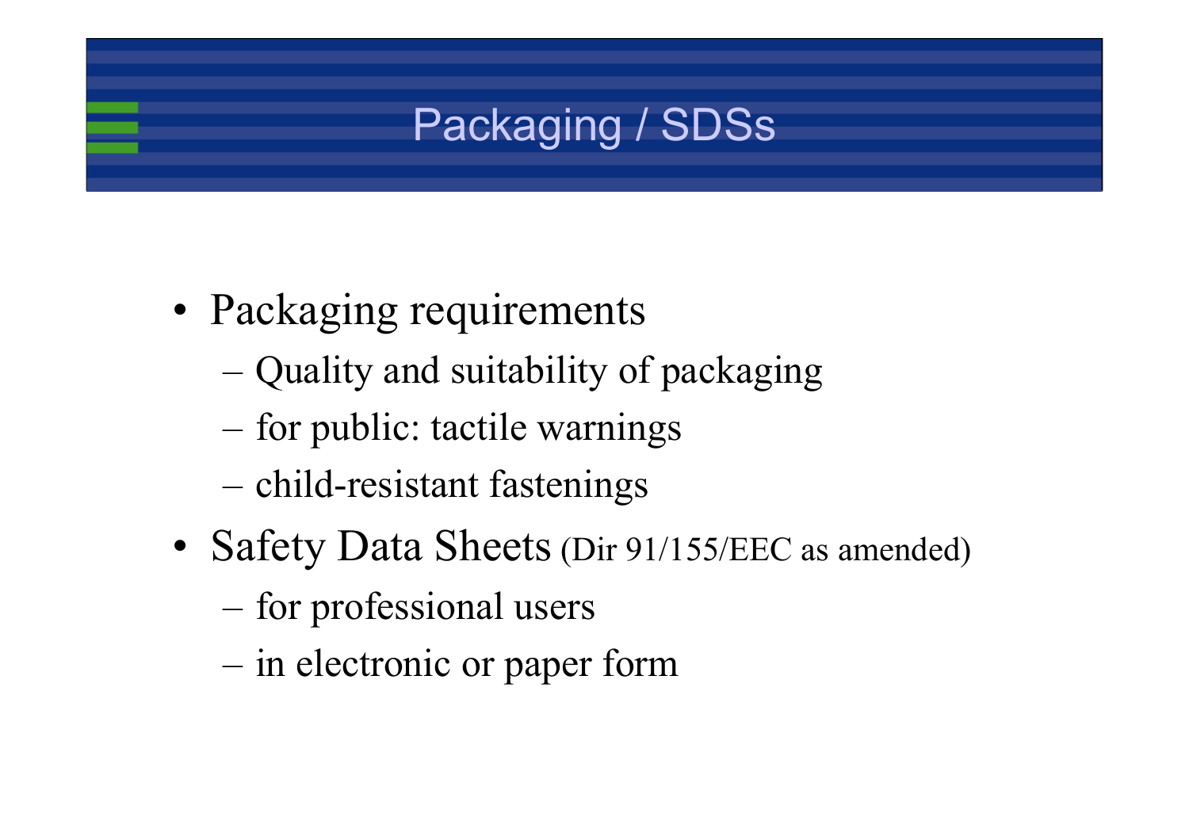# Packaging / SDSs

- Packaging requirements
  - Quality and suitability of packaging
  - for public: tactile warnings
  - child-resistant fastenings
- Safety Data Sheets (Dir 91/155/EEC as amended)
  - for professional users
  - in electronic or paper form